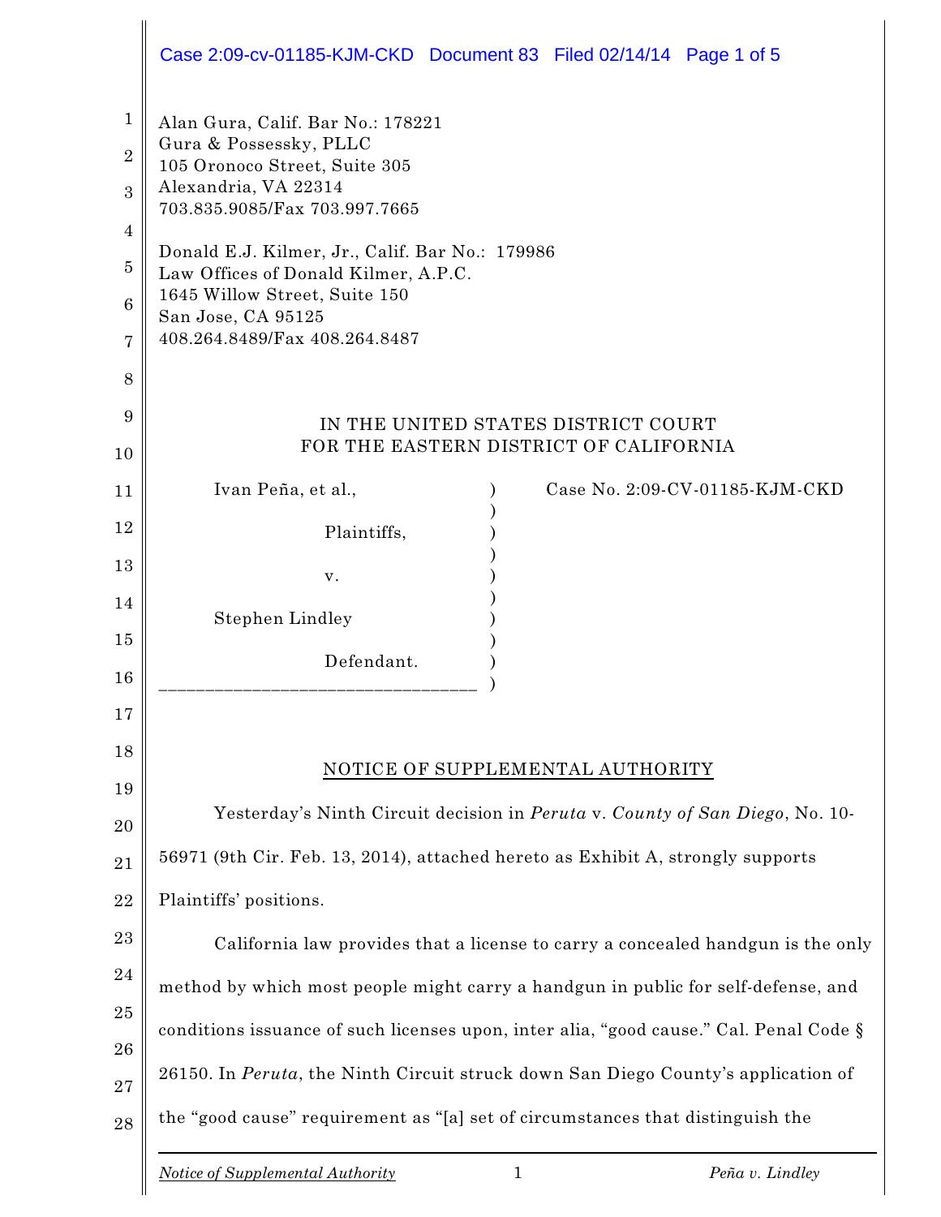Alan Gura, Calif. Bar No.: 178221
Gura & Possessky, PLLC
105 Oronoco Street, Suite 305
Alexandria, VA 22314
703.835.9085/Fax 703.997.7665

Donald E.J. Kilmer, Jr., Calif. Bar No.: 179986
Law Offices of Donald Kilmer, A.P.C.
1645 Willow Street, Suite 150
San Jose, CA 95125
408.264.8489/Fax 408.264.8487

IN THE UNITED STATES DISTRICT COURT
FOR THE EASTERN DISTRICT OF CALIFORNIA

| | |
|---|---|
| Ivan Peña, et al., Plaintiffs, v. Stephen Lindley Defendant. | Case No. 2:09-CV-01185-KJM-CKD |

## NOTICE OF SUPPLEMENTAL AUTHORITY

Yesterday's Ninth Circuit decision in *Peruta* v. *County of San Diego*, No. 10-56971 (9th Cir. Feb. 13, 2014), attached hereto as Exhibit A, strongly supports Plaintiffs' positions.

California law provides that a license to carry a concealed handgun is the only method by which most people might carry a handgun in public for self-defense, and conditions issuance of such licenses upon, inter alia, "good cause." Cal. Penal Code § 26150. In *Peruta*, the Ninth Circuit struck down San Diego County's application of the "good cause" requirement as "[a] set of circumstances that distinguish the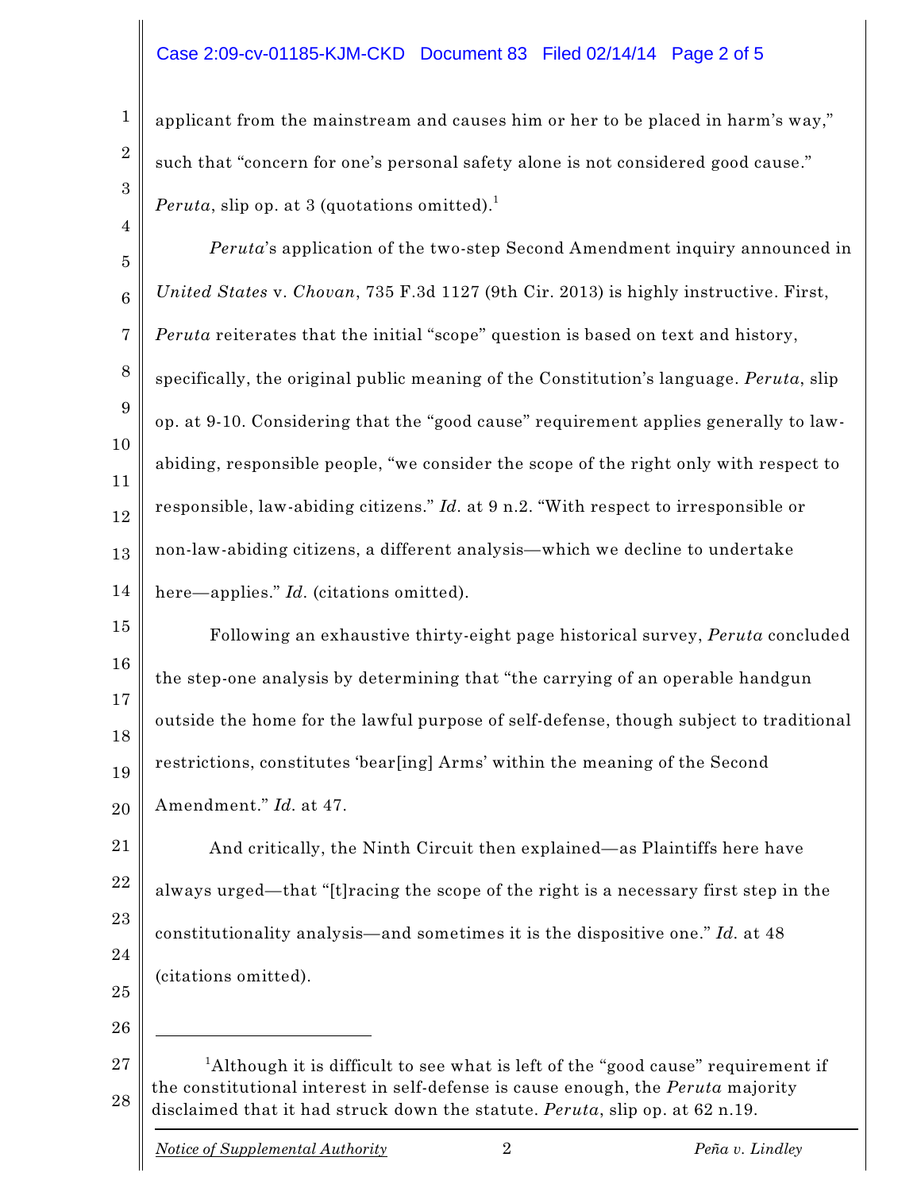applicant from the mainstream and causes him or her to be placed in harm's way," such that "concern for one's personal safety alone is not considered good cause." *Peruta*, slip op. at 3 (quotations omitted).[1]

*Peruta*'s application of the two-step Second Amendment inquiry announced in *United States* v. *Chovan*, 735 F.3d 1127 (9th Cir. 2013) is highly instructive. First, *Peruta* reiterates that the initial "scope" question is based on text and history, specifically, the original public meaning of the Constitution's language. *Peruta*, slip op. at 9-10. Considering that the "good cause" requirement applies generally to law-abiding, responsible people, "we consider the scope of the right only with respect to responsible, law-abiding citizens." *Id.* at 9 n.2. "With respect to irresponsible or non-law-abiding citizens, a different analysis—which we decline to undertake here—applies." *Id.* (citations omitted).

Following an exhaustive thirty-eight page historical survey, *Peruta* concluded the step-one analysis by determining that "the carrying of an operable handgun outside the home for the lawful purpose of self-defense, though subject to traditional restrictions, constitutes 'bear[ing] Arms' within the meaning of the Second Amendment." *Id.* at 47.

And critically, the Ninth Circuit then explained—as Plaintiffs here have always urged—that "[t]racing the scope of the right is a necessary first step in the constitutionality analysis—and sometimes it is the dispositive one." *Id.* at 48 (citations omitted).

---

[1] Although it is difficult to see what is left of the "good cause" requirement if the constitutional interest in self-defense is cause enough, the *Peruta* majority disclaimed that it had struck down the statute. *Peruta*, slip op. at 62 n.19.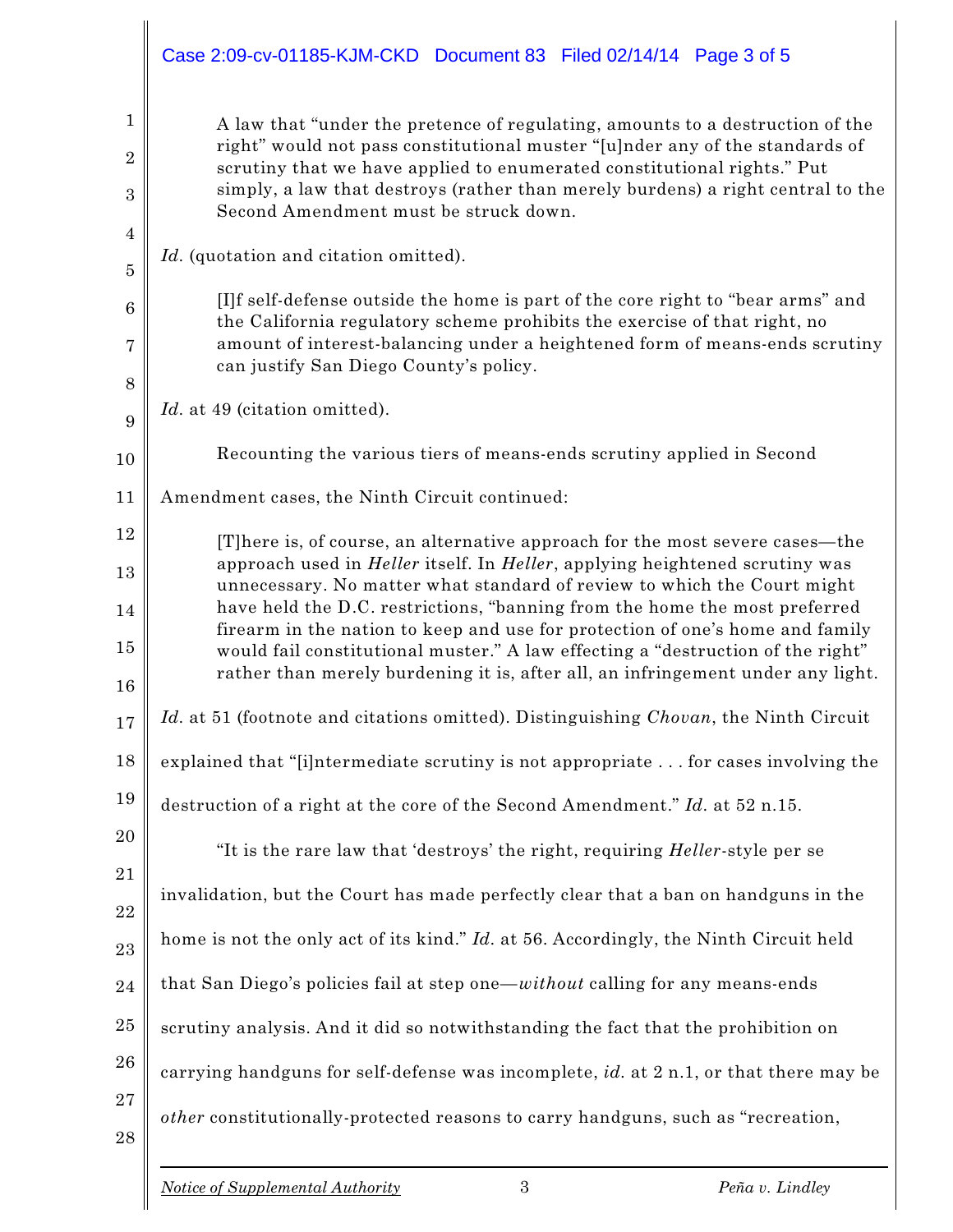> A law that "under the pretence of regulating, amounts to a destruction of the right" would not pass constitutional muster "[u]nder any of the standards of scrutiny that we have applied to enumerated constitutional rights." Put simply, a law that destroys (rather than merely burdens) a right central to the Second Amendment must be struck down.

*Id.* (quotation and citation omitted).

> [I]f self-defense outside the home is part of the core right to "bear arms" and the California regulatory scheme prohibits the exercise of that right, no amount of interest-balancing under a heightened form of means-ends scrutiny can justify San Diego County's policy.

*Id.* at 49 (citation omitted).

Recounting the various tiers of means-ends scrutiny applied in Second Amendment cases, the Ninth Circuit continued:

> [T]here is, of course, an alternative approach for the most severe cases—the approach used in *Heller* itself. In *Heller*, applying heightened scrutiny was unnecessary. No matter what standard of review to which the Court might have held the D.C. restrictions, "banning from the home the most preferred firearm in the nation to keep and use for protection of one's home and family would fail constitutional muster." A law effecting a "destruction of the right" rather than merely burdening it is, after all, an infringement under any light.

*Id.* at 51 (footnote and citations omitted). Distinguishing *Chovan*, the Ninth Circuit explained that "[i]ntermediate scrutiny is not appropriate . . . for cases involving the destruction of a right at the core of the Second Amendment." *Id.* at 52 n.15.

"It is the rare law that 'destroys' the right, requiring *Heller*-style per se invalidation, but the Court has made perfectly clear that a ban on handguns in the home is not the only act of its kind." *Id.* at 56. Accordingly, the Ninth Circuit held that San Diego's policies fail at step one—*without* calling for any means-ends scrutiny analysis. And it did so notwithstanding the fact that the prohibition on carrying handguns for self-defense was incomplete, *id.* at 2 n.1, or that there may be *other* constitutionally-protected reasons to carry handguns, such as "recreation,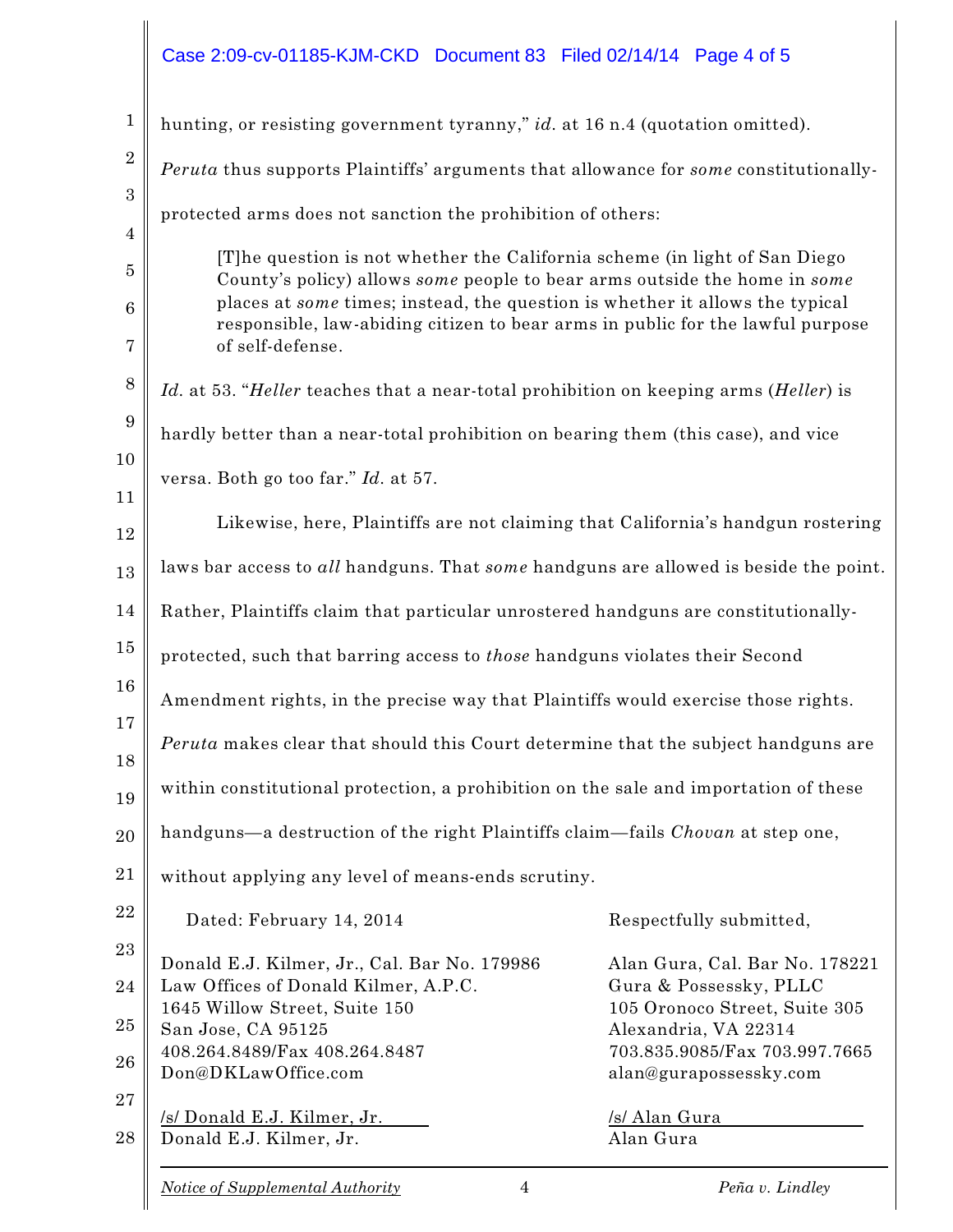hunting, or resisting government tyranny," *id.* at 16 n.4 (quotation omitted). *Peruta* thus supports Plaintiffs' arguments that allowance for *some* constitutionally-protected arms does not sanction the prohibition of others:

> [T]he question is not whether the California scheme (in light of San Diego County's policy) allows *some* people to bear arms outside the home in *some* places at *some* times; instead, the question is whether it allows the typical responsible, law-abiding citizen to bear arms in public for the lawful purpose of self-defense.

*Id.* at 53. "*Heller* teaches that a near-total prohibition on keeping arms (*Heller*) is hardly better than a near-total prohibition on bearing them (this case), and vice versa. Both go too far." *Id.* at 57.

Likewise, here, Plaintiffs are not claiming that California's handgun rostering laws bar access to *all* handguns. That *some* handguns are allowed is beside the point. Rather, Plaintiffs claim that particular unrostered handguns are constitutionally-protected, such that barring access to *those* handguns violates their Second Amendment rights, in the precise way that Plaintiffs would exercise those rights. *Peruta* makes clear that should this Court determine that the subject handguns are within constitutional protection, a prohibition on the sale and importation of these handguns—a destruction of the right Plaintiffs claim—fails *Chovan* at step one, without applying any level of means-ends scrutiny.

Dated: February 14, 2014

Respectfully submitted,

Donald E.J. Kilmer, Jr., Cal. Bar No. 179986
Law Offices of Donald Kilmer, A.P.C.
1645 Willow Street, Suite 150
San Jose, CA 95125
408.264.8489/Fax 408.264.8487
Don@DKLawOffice.com

/s/ Donald E.J. Kilmer, Jr.
Donald E.J. Kilmer, Jr.

Alan Gura, Cal. Bar No. 178221
Gura & Possessky, PLLC
105 Oronoco Street, Suite 305
Alexandria, VA 22314
703.835.9085/Fax 703.997.7665
alan@gurapossessky.com

/s/ Alan Gura
Alan Gura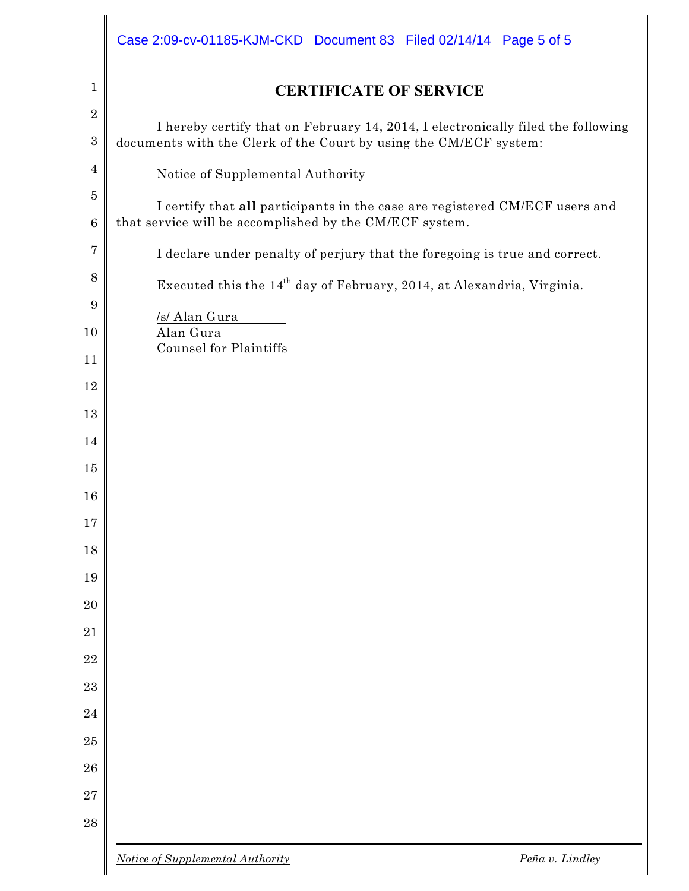# CERTIFICATE OF SERVICE

I hereby certify that on February 14, 2014, I electronically filed the following documents with the Clerk of the Court by using the CM/ECF system:

Notice of Supplemental Authority

I certify that **all** participants in the case are registered CM/ECF users and that service will be accomplished by the CM/ECF system.

I declare under penalty of perjury that the foregoing is true and correct.

Executed this the 14th day of February, 2014, at Alexandria, Virginia.

/s/ Alan Gura
Alan Gura
Counsel for Plaintiffs